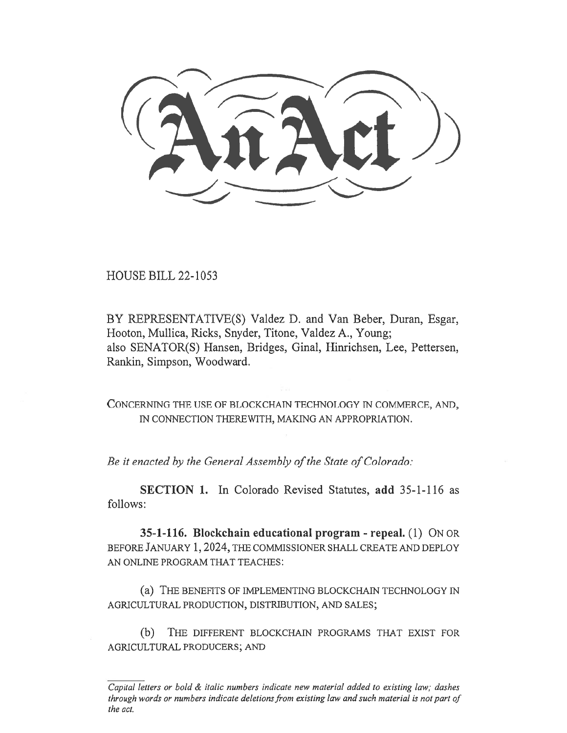# An Act

HOUSE BILL 22-1053

BY REPRESENTATIVE(S) Valdez D. and Van Beber, Duran, Esgar, Hooton, Mullica, Ricks, Snyder, Titone, Valdez A., Young; also SENATOR(S) Hansen, Bridges, Ginal, Hinrichsen, Lee, Pettersen, Rankin, Simpson, Woodward.

CONCERNING THE USE OF BLOCKCHAIN TECHNOLOGY IN COMMERCE, AND, IN CONNECTION THEREWITH, MAKING AN APPROPRIATION.

*Be it enacted by the General Assembly of the State of Colorado:*

**SECTION 1.** In Colorado Revised Statutes, **add** 35-1-116 as follows:

**35-1-116. Blockchain educational program - repeal.** (1) ON OR BEFORE JANUARY 1, 2024, THE COMMISSIONER SHALL CREATE AND DEPLOY AN ONLINE PROGRAM THAT TEACHES:

(a) THE BENEFITS OF IMPLEMENTING BLOCKCHAIN TECHNOLOGY IN AGRICULTURAL PRODUCTION, DISTRIBUTION, AND SALES;

(b) THE DIFFERENT BLOCKCHAIN PROGRAMS THAT EXIST FOR AGRICULTURAL PRODUCERS; AND

*Capital letters or bold & italic numbers indicate new material added to existing law; dashes through words or numbers indicate deletions from existing law and such material is not part of the act.*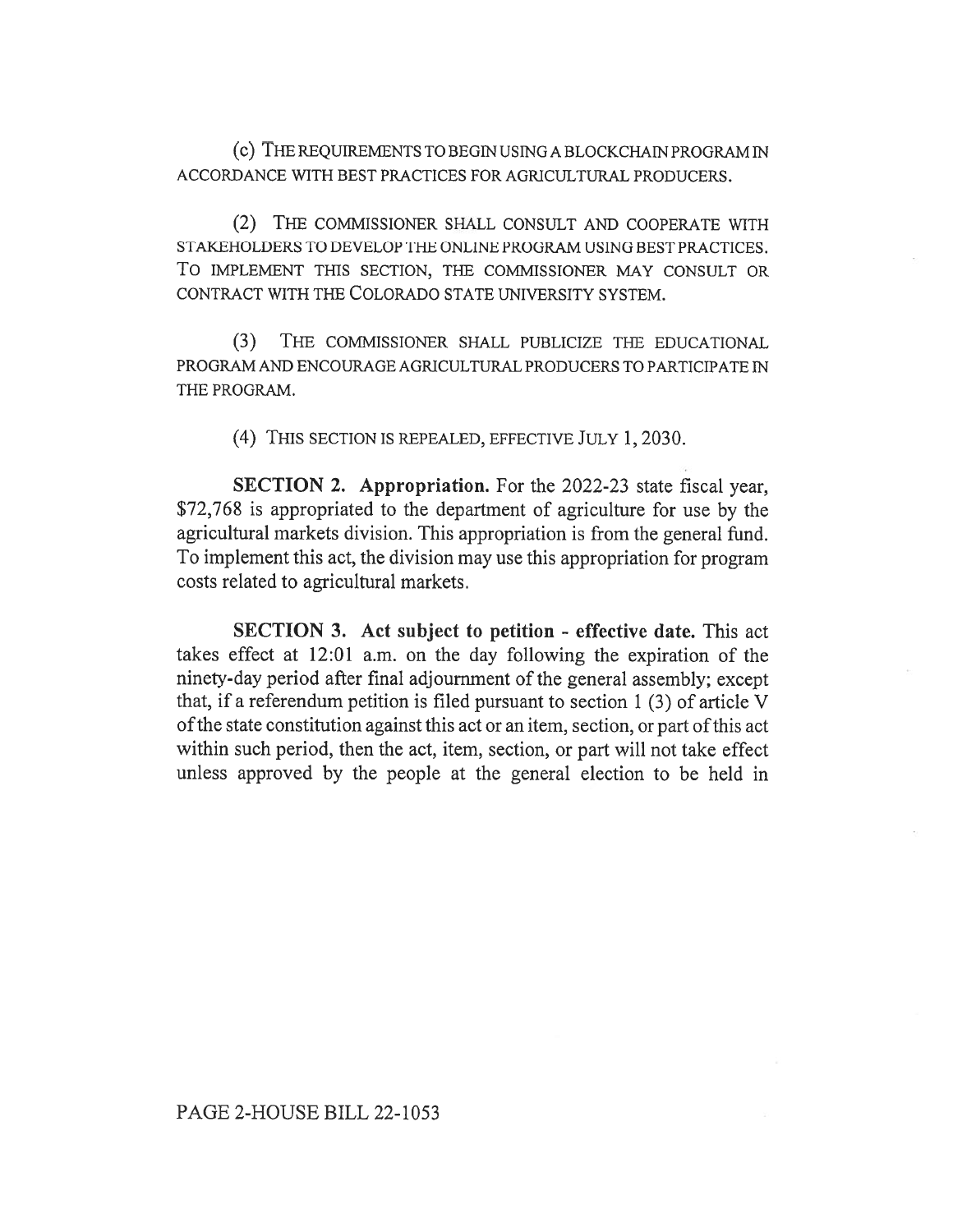(c) THE REQUIREMENTS TO BEGIN USING A BLOCKCHAIN PROGRAM IN ACCORDANCE WITH BEST PRACTICES FOR AGRICULTURAL PRODUCERS.

(2) THE COMMISSIONER SHALL CONSULT AND COOPERATE WITH STAKEHOLDERS TO DEVELOP THE ONLINE PROGRAM USING BEST PRACTICES. TO IMPLEMENT THIS SECTION, THE COMMISSIONER MAY CONSULT OR CONTRACT WITH THE COLORADO STATE UNIVERSITY SYSTEM.

(3) THE COMMISSIONER SHALL PUBLICIZE THE EDUCATIONAL PROGRAM AND ENCOURAGE AGRICULTURAL PRODUCERS TO PARTICIPATE IN THE PROGRAM.

(4) THIS SECTION IS REPEALED, EFFECTIVE JULY 1, 2030.

**SECTION 2. Appropriation.** For the 2022-23 state fiscal year, $72,768 is appropriated to the department of agriculture for use by the agricultural markets division. This appropriation is from the general fund. To implement this act, the division may use this appropriation for program costs related to agricultural markets.

**SECTION 3. Act subject to petition - effective date.** This act takes effect at 12:01 a.m. on the day following the expiration of the ninety-day period after final adjournment of the general assembly; except that, if a referendum petition is filed pursuant to section 1 (3) of article V of the state constitution against this act or an item, section, or part of this act within such period, then the act, item, section, or part will not take effect unless approved by the people at the general election to be held in

PAGE 2-HOUSE BILL 22-1053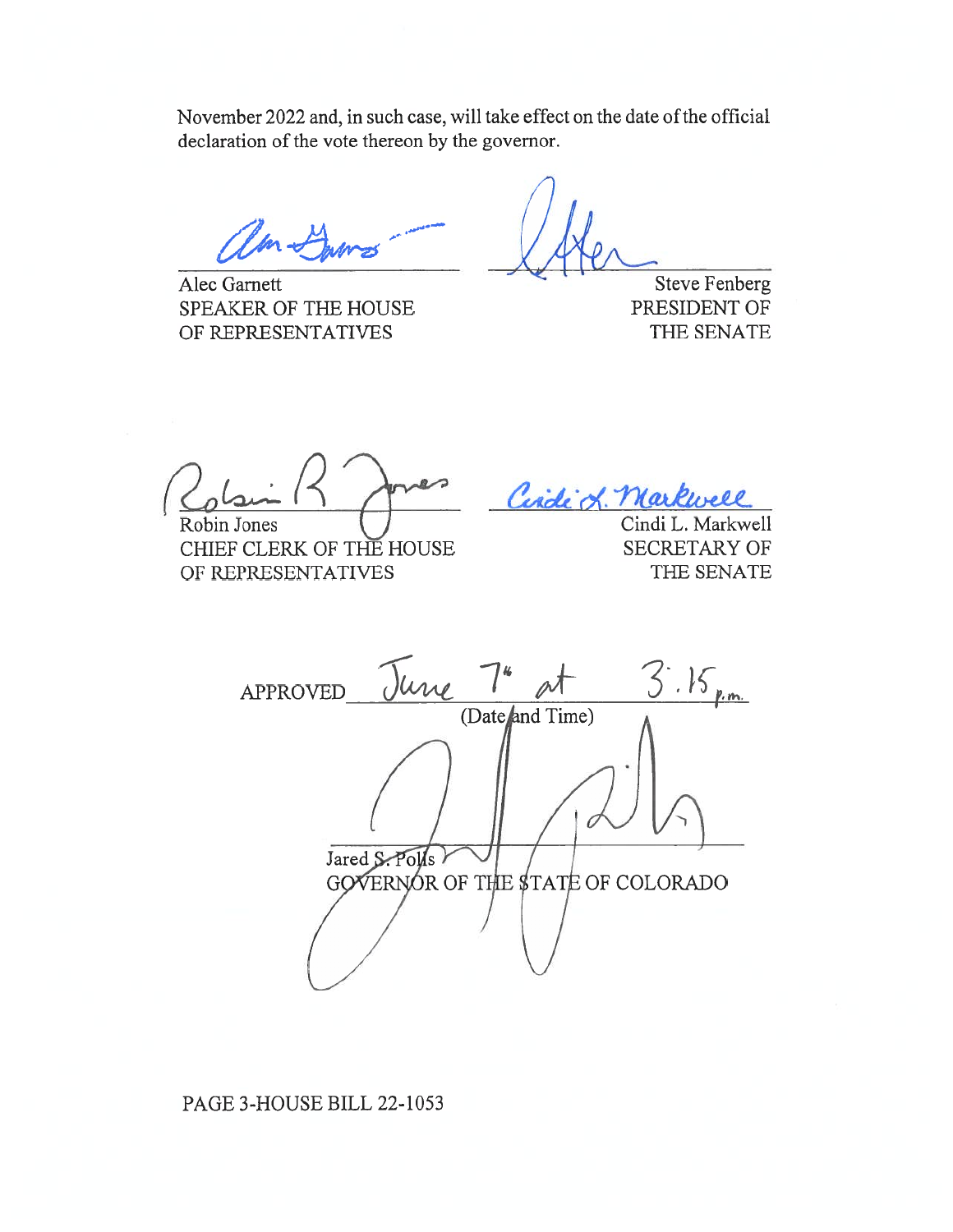November 2022 and, in such case, will take effect on the date of the official declaration of the vote thereon by the governor.

Alec Garnett
SPEAKER OF THE HOUSE
OF REPRESENTATIVES

Steve Fenberg
PRESIDENT OF
THE SENATE

Robin Jones
CHIEF CLERK OF THE HOUSE
OF REPRESENTATIVES

Cindi L. Markwell
SECRETARY OF
THE SENATE

APPROVED June 7th at 3:15 p.m.
(Date and Time)

Jared S. Polis
GOVERNOR OF THE STATE OF COLORADO

PAGE 3-HOUSE BILL 22-1053